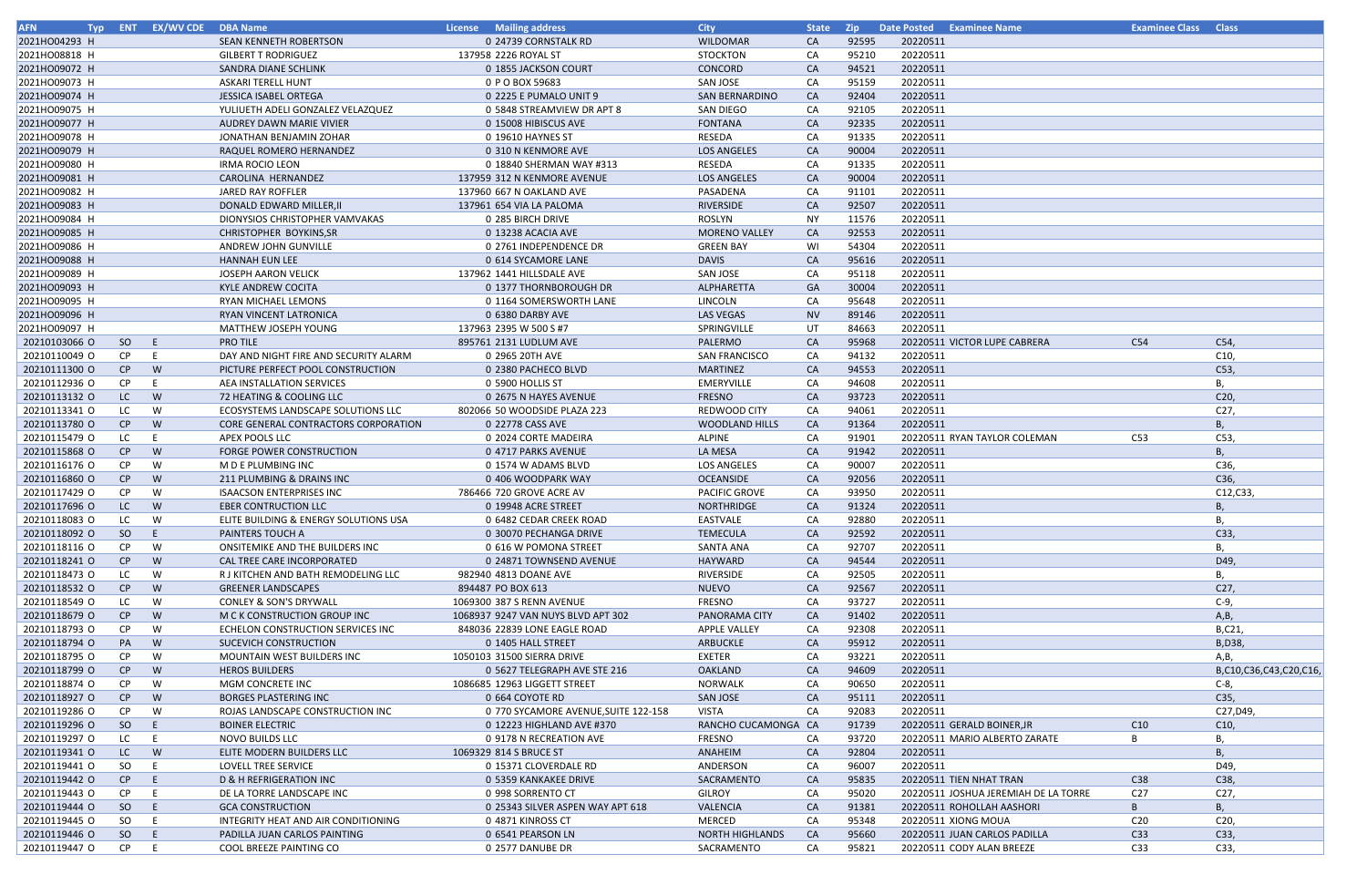| AFN | Typ | ENT | EX/WV CDE | DBA Name | License | Mailing address | City | State | Zip | Date Posted | Examinee Name | Examinee Class | Class |
|---|---|---|---|---|---|---|---|---|---|---|---|---|---|
| 2021H004293 | H | | | SEAN KENNETH ROBERTSON | 0 | 24739 CORNSTALK RD | WILDOMAR | CA | 92595 | 20220511 | | | |
| 2021H008818 | H | | | GILBERT T RODRIGUEZ | 137958 | 2226 ROYAL ST | STOCKTON | CA | 95210 | 20220511 | | | |
| 2021H009072 | H | | | SANDRA DIANE SCHLINK | 0 | 1855 JACKSON COURT | CONCORD | CA | 94521 | 20220511 | | | |
| 2021H009073 | H | | | ASKARI TERELL HUNT | 0 | P O BOX 59683 | SAN JOSE | CA | 95159 | 20220511 | | | |
| 2021H009074 | H | | | JESSICA ISABEL ORTEGA | 0 | 2225 E PUMALO UNIT 9 | SAN BERNARDINO | CA | 92404 | 20220511 | | | |
| 2021H009075 | H | | | YULIUETH ADELI GONZALEZ VELAZQUEZ | 0 | 5848 STREAMVIEW DR APT 8 | SAN DIEGO | CA | 92105 | 20220511 | | | |
| 2021H009077 | H | | | AUDREY DAWN MARIE VIVIER | 0 | 15008 HIBISCUS AVE | FONTANA | CA | 92335 | 20220511 | | | |
| 2021H009078 | H | | | JONATHAN BENJAMIN ZOHAR | 0 | 19610 HAYNES ST | RESEDA | CA | 91335 | 20220511 | | | |
| 2021H009079 | H | | | RAQUEL ROMERO HERNANDEZ | 0 | 310 N KENMORE AVE | LOS ANGELES | CA | 90004 | 20220511 | | | |
| 2021H009080 | H | | | IRMA ROCIO LEON | 0 | 18840 SHERMAN WAY #313 | RESEDA | CA | 91335 | 20220511 | | | |
| 2021H009081 | H | | | CAROLINA HERNANDEZ | 137959 | 312 N KENMORE AVENUE | LOS ANGELES | CA | 90004 | 20220511 | | | |
| 2021H009082 | H | | | JARED RAY ROFFLER | 137960 | 667 N OAKLAND AVE | PASADENA | CA | 91101 | 20220511 | | | |
| 2021H009083 | H | | | DONALD EDWARD MILLER,II | 137961 | 654 VIA LA PALOMA | RIVERSIDE | CA | 92507 | 20220511 | | | |
| 2021H009084 | H | | | DIONYSIOS CHRISTOPHER VAMVAKAS | 0 | 285 BIRCH DRIVE | ROSLYN | NY | 11576 | 20220511 | | | |
| 2021H009085 | H | | | CHRISTOPHER BOYKINS,SR | 0 | 13238 ACACIA AVE | MORENO VALLEY | CA | 92553 | 20220511 | | | |
| 2021H009086 | H | | | ANDREW JOHN GUNVILLE | 0 | 2761 INDEPENDENCE DR | GREEN BAY | WI | 54304 | 20220511 | | | |
| 2021H009088 | H | | | HANNAH EUN LEE | 0 | 614 SYCAMORE LANE | DAVIS | CA | 95616 | 20220511 | | | |
| 2021H009089 | H | | | JOSEPH AARON VELICK | 137962 | 1441 HILLSDALE AVE | SAN JOSE | CA | 95118 | 20220511 | | | |
| 2021H009093 | H | | | KYLE ANDREW COCITA | 0 | 1377 THORNBOROUGH DR | ALPHARETTA | GA | 30004 | 20220511 | | | |
| 2021H009095 | H | | | RYAN MICHAEL LEMONS | 0 | 1164 SOMERSWORTH LANE | LINCOLN | CA | 95648 | 20220511 | | | |
| 2021H009096 | H | | | RYAN VINCENT LATRONICA | 0 | 6380 DARBY AVE | LAS VEGAS | NV | 89146 | 20220511 | | | |
| 2021H009097 | H | | | MATTHEW JOSEPH YOUNG | 137963 | 2395 W 500 S #7 | SPRINGVILLE | UT | 84663 | 20220511 | | | |
| 20210103066 | O | SO | E | PRO TILE | 895761 | 2131 LUDLUM AVE | PALERMO | CA | 95968 | 20220511 | VICTOR LUPE CABRERA | C54 | C54, |
| 20210110049 | O | CP | E | DAY AND NIGHT FIRE AND SECURITY ALARM | 0 | 2965 20TH AVE | SAN FRANCISCO | CA | 94132 | 20220511 | | | C10, |
| 20210111300 | O | CP | W | PICTURE PERFECT POOL CONSTRUCTION | 0 | 2380 PACHECO BLVD | MARTINEZ | CA | 94553 | 20220511 | | | C53, |
| 20210112936 | O | CP | E | AEA INSTALLATION SERVICES | 0 | 5900 HOLLIS ST | EMERYVILLE | CA | 94608 | 20220511 | | | B, |
| 20210113132 | O | LC | W | 72 HEATING & COOLING LLC | 0 | 2675 N HAYES AVENUE | FRESNO | CA | 93723 | 20220511 | | | C20, |
| 20210113341 | O | LC | W | ECOSYSTEMS LANDSCAPE SOLUTIONS LLC | 802066 | 50 WOODSIDE PLAZA 223 | REDWOOD CITY | CA | 94061 | 20220511 | | | C27, |
| 20210113780 | O | CP | W | CORE GENERAL CONTRACTORS CORPORATION | 0 | 22778 CASS AVE | WOODLAND HILLS | CA | 91364 | 20220511 | | | B, |
| 20210115479 | O | LC | E | APEX POOLS LLC | 0 | 2024 CORTE MADEIRA | ALPINE | CA | 91901 | 20220511 | RYAN TAYLOR COLEMAN | C53 | C53, |
| 20210115868 | O | CP | W | FORGE POWER CONSTRUCTION | 0 | 4717 PARKS AVENUE | LA MESA | CA | 91942 | 20220511 | | | B, |
| 20210116176 | O | CP | W | M D E PLUMBING INC | 0 | 1574 W ADAMS BLVD | LOS ANGELES | CA | 90007 | 20220511 | | | C36, |
| 20210116860 | O | CP | W | 211 PLUMBING & DRAINS INC | 0 | 406 WOODPARK WAY | OCEANSIDE | CA | 92056 | 20220511 | | | C36, |
| 20210117429 | O | CP | W | ISAACSON ENTERPRISES INC | 786466 | 720 GROVE ACRE AV | PACIFIC GROVE | CA | 93950 | 20220511 | | | C12,C33, |
| 20210117696 | O | LC | W | EBER CONTRUCTION LLC | 0 | 19948 ACRE STREET | NORTHRIDGE | CA | 91324 | 20220511 | | | B, |
| 20210118083 | O | LC | W | ELITE BUILDING & ENERGY SOLUTIONS USA | 0 | 6482 CEDAR CREEK ROAD | EASTVALE | CA | 92880 | 20220511 | | | B, |
| 20210118092 | O | SO | E | PAINTERS TOUCH A | 0 | 30070 PECHANGA DRIVE | TEMECULA | CA | 92592 | 20220511 | | | C33, |
| 20210118116 | O | CP | W | ONSITEMIKE AND THE BUILDERS INC | 0 | 616 W POMONA STREET | SANTA ANA | CA | 92707 | 20220511 | | | B, |
| 20210118241 | O | CP | W | CAL TREE CARE INCORPORATED | 0 | 24871 TOWNSEND AVENUE | HAYWARD | CA | 94544 | 20220511 | | | D49, |
| 20210118473 | O | LC | W | R J KITCHEN AND BATH REMODELING LLC | 982940 | 4813 DOANE AVE | RIVERSIDE | CA | 92505 | 20220511 | | | B, |
| 20210118532 | O | CP | W | GREENER LANDSCAPES | 894487 | PO BOX 613 | NUEVO | CA | 92567 | 20220511 | | | C27, |
| 20210118549 | O | LC | W | CONLEY & SON'S DRYWALL | 1069300 | 387 S RENN AVENUE | FRESNO | CA | 93727 | 20220511 | | | C-9, |
| 20210118679 | O | CP | W | M C K CONSTRUCTION GROUP INC | 1068937 | 9247 VAN NUYS BLVD APT 302 | PANORAMA CITY | CA | 91402 | 20220511 | | | A,B, |
| 20210118793 | O | CP | W | ECHELON CONSTRUCTION SERVICES INC | 848036 | 22839 LONE EAGLE ROAD | APPLE VALLEY | CA | 92308 | 20220511 | | | B,C21, |
| 20210118794 | O | PA | W | SUCEVICH CONSTRUCTION | 0 | 1405 HALL STREET | ARBUCKLE | CA | 95912 | 20220511 | | | B,D38, |
| 20210118795 | O | CP | W | MOUNTAIN WEST BUILDERS INC | 1050103 | 31500 SIERRA DRIVE | EXETER | CA | 93221 | 20220511 | | | A,B, |
| 20210118799 | O | CP | W | HEROS BUILDERS | 0 | 5627 TELEGRAPH AVE STE 216 | OAKLAND | CA | 94609 | 20220511 | | | B,C10,C36,C43,C20,C16, |
| 20210118874 | O | CP | W | MGM CONCRETE INC | 1086685 | 12963 LIGGETT STREET | NORWALK | CA | 90650 | 20220511 | | | C-8, |
| 20210118927 | O | CP | W | BORGES PLASTERING INC | 0 | 664 COYOTE RD | SAN JOSE | CA | 95111 | 20220511 | | | C35, |
| 20210119286 | O | CP | W | ROJAS LANDSCAPE CONSTRUCTION INC | 0 | 770 SYCAMORE AVENUE,SUITE 122-158 | VISTA | CA | 92083 | 20220511 | | | C27,D49, |
| 20210119296 | O | SO | E | BOINER ELECTRIC | 0 | 12223 HIGHLAND AVE #370 | RANCHO CUCAMONGA | CA | 91739 | 20220511 | GERALD BOINER,JR | C10 | C10, |
| 20210119297 | O | LC | E | NOVO BUILDS LLC | 0 | 9178 N RECREATION AVE | FRESNO | CA | 93720 | 20220511 | MARIO ALBERTO ZARATE | B | B, |
| 20210119341 | O | LC | W | ELITE MODERN BUILDERS LLC | 1069329 | 814 S BRUCE ST | ANAHEIM | CA | 92804 | 20220511 | | | B, |
| 20210119441 | O | SO | E | LOVELL TREE SERVICE | 0 | 15371 CLOVERDALE RD | ANDERSON | CA | 96007 | 20220511 | | | D49, |
| 20210119442 | O | CP | E | D & H REFRIGERATION INC | 0 | 5359 KANKAKEE DRIVE | SACRAMENTO | CA | 95835 | 20220511 | TIEN NHAT TRAN | C38 | C38, |
| 20210119443 | O | CP | E | DE LA TORRE LANDSCAPE INC | 0 | 998 SORRENTO CT | GILROY | CA | 95020 | 20220511 | JOSHUA JEREMIAH DE LA TORRE | C27 | C27, |
| 20210119444 | O | SO | E | GCA CONSTRUCTION | 0 | 25343 SILVER ASPEN WAY APT 618 | VALENCIA | CA | 91381 | 20220511 | ROHOLLAH AASHORI | B | B, |
| 20210119445 | O | SO | E | INTEGRITY HEAT AND AIR CONDITIONING | 0 | 4871 KINROSS CT | MERCED | CA | 95348 | 20220511 | XIONG MOUA | C20 | C20, |
| 20210119446 | O | SO | E | PADILLA JUAN CARLOS PAINTING | 0 | 6541 PEARSON LN | NORTH HIGHLANDS | CA | 95660 | 20220511 | JUAN CARLOS PADILLA | C33 | C33, |
| 20210119447 | O | CP | E | COOL BREEZE PAINTING CO | 0 | 2577 DANUBE DR | SACRAMENTO | CA | 95821 | 20220511 | CODY ALAN BREEZE | C33 | C33, |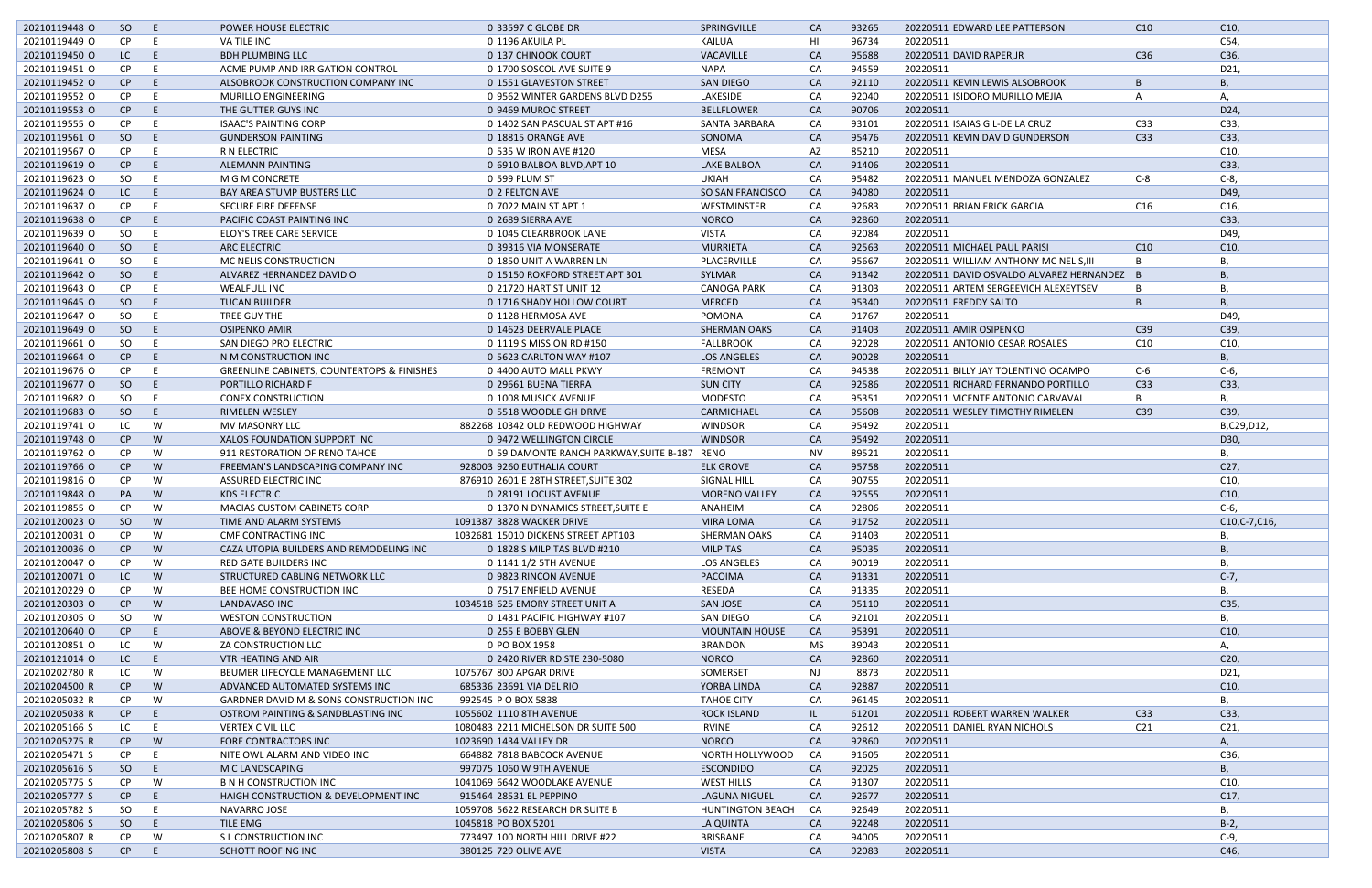| | | | | | | | | | | | |
|---|---|---|---|---|---|---|---|---|---|---|---|
| 20210119448 O | SO | E | POWER HOUSE ELECTRIC | 0 33597 C GLOBE DR | SPRINGVILLE | CA | 93265 | 20220511 | EDWARD LEE PATTERSON | C10 | C10, |
| 20210119449 O | CP | E | VA TILE INC | 0 1196 AKUILA PL | KAILUA | HI | 96734 | 20220511 | | | C54, |
| 20210119450 O | LC | E | BDH PLUMBING LLC | 0 137 CHINOOK COURT | VACAVILLE | CA | 95688 | 20220511 | DAVID RAPER,JR | C36 | C36, |
| 20210119451 O | CP | E | ACME PUMP AND IRRIGATION CONTROL | 0 1700 SOSCOL AVE SUITE 9 | NAPA | CA | 94559 | 20220511 | | | D21, |
| 20210119452 O | CP | E | ALSOBROOK CONSTRUCTION COMPANY INC | 0 1551 GLAVESTON STREET | SAN DIEGO | CA | 92110 | 20220511 | KEVIN LEWIS ALSOBROOK | B | B, |
| 20210119552 O | CP | E | MURILLO ENGINEERING | 0 9562 WINTER GARDENS BLVD D255 | LAKESIDE | CA | 92040 | 20220511 | ISIDORO MURILLO MEJIA | A | A, |
| 20210119553 O | CP | E | THE GUTTER GUYS INC | 0 9469 MUROC STREET | BELLFLOWER | CA | 90706 | 20220511 | | | D24, |
| 20210119555 O | CP | E | ISAAC'S PAINTING CORP | 0 1402 SAN PASCUAL ST APT #16 | SANTA BARBARA | CA | 93101 | 20220511 | ISAIAS GIL-DE LA CRUZ | C33 | C33, |
| 20210119561 O | SO | E | GUNDERSON PAINTING | 0 18815 ORANGE AVE | SONOMA | CA | 95476 | 20220511 | KEVIN DAVID GUNDERSON | C33 | C33, |
| 20210119567 O | CP | E | R N ELECTRIC | 0 535 W IRON AVE #120 | MESA | AZ | 85210 | 20220511 | | | C10, |
| 20210119619 O | CP | E | ALEMANN PAINTING | 0 6910 BALBOA BLVD,APT 10 | LAKE BALBOA | CA | 91406 | 20220511 | | | C33, |
| 20210119623 O | SO | E | M G M CONCRETE | 0 599 PLUM ST | UKIAH | CA | 95482 | 20220511 | MANUEL MENDOZA GONZALEZ | C-8 | C-8, |
| 20210119624 O | LC | E | BAY AREA STUMP BUSTERS LLC | 0 2 FELTON AVE | SO SAN FRANCISCO | CA | 94080 | 20220511 | | | D49, |
| 20210119637 O | CP | E | SECURE FIRE DEFENSE | 0 7022 MAIN ST APT 1 | WESTMINSTER | CA | 92683 | 20220511 | BRIAN ERICK GARCIA | C16 | C16, |
| 20210119638 O | CP | E | PACIFIC COAST PAINTING INC | 0 2689 SIERRA AVE | NORCO | CA | 92860 | 20220511 | | | C33, |
| 20210119639 O | SO | E | ELOY'S TREE CARE SERVICE | 0 1045 CLEARBROOK LANE | VISTA | CA | 92084 | 20220511 | | | D49, |
| 20210119640 O | SO | E | ARC ELECTRIC | 0 39316 VIA MONSERATE | MURRIETA | CA | 92563 | 20220511 | MICHAEL PAUL PARISI | C10 | C10, |
| 20210119641 O | SO | E | MC NELIS CONSTRUCTION | 0 1850 UNIT A WARREN LN | PLACERVILLE | CA | 95667 | 20220511 | WILLIAM ANTHONY MC NELIS,III | B | B, |
| 20210119642 O | SO | E | ALVAREZ HERNANDEZ DAVID O | 0 15150 ROXFORD STREET APT 301 | SYLMAR | CA | 91342 | 20220511 | DAVID OSVALDO ALVAREZ HERNANDEZ | B | B, |
| 20210119643 O | CP | E | WEALFULL INC | 0 21720 HART ST UNIT 12 | CANOGA PARK | CA | 91303 | 20220511 | ARTEM SERGEEVICH ALEXEYTSEV | B | B, |
| 20210119645 O | SO | E | TUCAN BUILDER | 0 1716 SHADY HOLLOW COURT | MERCED | CA | 95340 | 20220511 | FREDDY SALTO | B | B, |
| 20210119647 O | SO | E | TREE GUY THE | 0 1128 HERMOSA AVE | POMONA | CA | 91767 | 20220511 | | | D49, |
| 20210119649 O | SO | E | OSIPENKO AMIR | 0 14623 DEERVALE PLACE | SHERMAN OAKS | CA | 91403 | 20220511 | AMIR OSIPENKO | C39 | C39, |
| 20210119661 O | SO | E | SAN DIEGO PRO ELECTRIC | 0 1119 S MISSION RD #150 | FALLBROOK | CA | 92028 | 20220511 | ANTONIO CESAR ROSALES | C10 | C10, |
| 20210119664 O | CP | E | N M CONSTRUCTION INC | 0 5623 CARLTON WAY #107 | LOS ANGELES | CA | 90028 | 20220511 | | | B, |
| 20210119676 O | CP | E | GREENLINE CABINETS, COUNTERTOPS & FINISHES | 0 4400 AUTO MALL PKWY | FREMONT | CA | 94538 | 20220511 | BILLY JAY TOLENTINO OCAMPO | C-6 | C-6, |
| 20210119677 O | SO | E | PORTILLO RICHARD F | 0 29661 BUENA TIERRA | SUN CITY | CA | 92586 | 20220511 | RICHARD FERNANDO PORTILLO | C33 | C33, |
| 20210119682 O | SO | E | CONEX CONSTRUCTION | 0 1008 MUSICK AVENUE | MODESTO | CA | 95351 | 20220511 | VICENTE ANTONIO CARVAVAL | B | B, |
| 20210119683 O | SO | E | RIMELEN WESLEY | 0 5518 WOODLEIGH DRIVE | CARMICHAEL | CA | 95608 | 20220511 | WESLEY TIMOTHY RIMELEN | C39 | C39, |
| 20210119741 O | LC | W | MV MASONRY LLC | 882268 10342 OLD REDWOOD HIGHWAY | WINDSOR | CA | 95492 | 20220511 | | | B,C29,D12, |
| 20210119748 O | CP | W | XALOS FOUNDATION SUPPORT INC | 0 9472 WELLINGTON CIRCLE | WINDSOR | CA | 95492 | 20220511 | | | D30, |
| 20210119762 O | CP | W | 911 RESTORATION OF RENO TAHOE | 0 59 DAMONTE RANCH PARKWAY,SUITE B-187 | RENO | NV | 89521 | 20220511 | | | B, |
| 20210119766 O | CP | W | FREEMAN'S LANDSCAPING COMPANY INC | 928003 9260 EUTHALIA COURT | ELK GROVE | CA | 95758 | 20220511 | | | C27, |
| 20210119816 O | CP | W | ASSURED ELECTRIC INC | 876910 2601 E 28TH STREET,SUITE 302 | SIGNAL HILL | CA | 90755 | 20220511 | | | C10, |
| 20210119848 O | PA | W | KDS ELECTRIC | 0 28191 LOCUST AVENUE | MORENO VALLEY | CA | 92555 | 20220511 | | | C10, |
| 20210119855 O | CP | W | MACIAS CUSTOM CABINETS CORP | 0 1370 N DYNAMICS STREET,SUITE E | ANAHEIM | CA | 92806 | 20220511 | | | C-6, |
| 20210120023 O | SO | W | TIME AND ALARM SYSTEMS | 1091387 3828 WACKER DRIVE | MIRA LOMA | CA | 91752 | 20220511 | | | C10,C-7,C16, |
| 20210120031 O | CP | W | CMF CONTRACTING INC | 1032681 15010 DICKENS STREET APT103 | SHERMAN OAKS | CA | 91403 | 20220511 | | | B, |
| 20210120036 O | CP | W | CAZA UTOPIA BUILDERS AND REMODELING INC | 0 1828 S MILPITAS BLVD #210 | MILPITAS | CA | 95035 | 20220511 | | | B, |
| 20210120047 O | CP | W | RED GATE BUILDERS INC | 0 1141 1/2 5TH AVENUE | LOS ANGELES | CA | 90019 | 20220511 | | | B, |
| 20210120071 O | LC | W | STRUCTURED CABLING NETWORK LLC | 0 9823 RINCON AVENUE | PACOIMA | CA | 91331 | 20220511 | | | C-7, |
| 20210120229 O | CP | W | BEE HOME CONSTRUCTION INC | 0 7517 ENFIELD AVENUE | RESEDA | CA | 91335 | 20220511 | | | B, |
| 20210120303 O | CP | W | LANDAVASO INC | 1034518 625 EMORY STREET UNIT A | SAN JOSE | CA | 95110 | 20220511 | | | C35, |
| 20210120305 O | SO | W | WESTON CONSTRUCTION | 0 1431 PACIFIC HIGHWAY #107 | SAN DIEGO | CA | 92101 | 20220511 | | | B, |
| 20210120640 O | CP | E | ABOVE & BEYOND ELECTRIC INC | 0 255 E BOBBY GLEN | MOUNTAIN HOUSE | CA | 95391 | 20220511 | | | C10, |
| 20210120851 O | LC | W | ZA CONSTRUCTION LLC | 0 PO BOX 1958 | BRANDON | MS | 39043 | 20220511 | | | A, |
| 20210121014 O | LC | E | VTR HEATING AND AIR | 0 2420 RIVER RD STE 230-5080 | NORCO | CA | 92860 | 20220511 | | | C20, |
| 20210202780 R | LC | W | BEUMER LIFECYCLE MANAGEMENT LLC | 1075767 800 APGAR DRIVE | SOMERSET | NJ | 8873 | 20220511 | | | D21, |
| 20210204500 R | CP | W | ADVANCED AUTOMATED SYSTEMS INC | 685336 23691 VIA DEL RIO | YORBA LINDA | CA | 92887 | 20220511 | | | C10, |
| 20210205032 R | CP | W | GARDNER DAVID M & SONS CONSTRUCTION INC | 992545 P O BOX 5838 | TAHOE CITY | CA | 96145 | 20220511 | | | B, |
| 20210205038 R | CP | E | OSTROM PAINTING & SANDBLASTING INC | 1055602 1110 8TH AVENUE | ROCK ISLAND | IL | 61201 | 20220511 | ROBERT WARREN WALKER | C33 | C33, |
| 20210205166 S | LC | E | VERTEX CIVIL LLC | 1080483 2211 MICHELSON DR SUITE 500 | IRVINE | CA | 92612 | 20220511 | DANIEL RYAN NICHOLS | C21 | C21, |
| 20210205275 R | CP | W | FORE CONTRACTORS INC | 1023690 1434 VALLEY DR | NORCO | CA | 92860 | 20220511 | | | A, |
| 20210205471 S | CP | E | NITE OWL ALARM AND VIDEO INC | 664882 7818 BABCOCK AVENUE | NORTH HOLLYWOOD | CA | 91605 | 20220511 | | | C36, |
| 20210205616 S | SO | E | M C LANDSCAPING | 997075 1060 W 9TH AVENUE | ESCONDIDO | CA | 92025 | 20220511 | | | B, |
| 20210205775 S | CP | W | B N H CONSTRUCTION INC | 1041069 6642 WOODLAKE AVENUE | WEST HILLS | CA | 91307 | 20220511 | | | C10, |
| 20210205777 S | CP | E | HAIGH CONSTRUCTION & DEVELOPMENT INC | 915464 28531 EL PEPPINO | LAGUNA NIGUEL | CA | 92677 | 20220511 | | | C17, |
| 20210205782 S | SO | E | NAVARRO JOSE | 1059708 5622 RESEARCH DR SUITE B | HUNTINGTON BEACH | CA | 92649 | 20220511 | | | B, |
| 20210205806 S | SO | E | TILE EMG | 1045818 PO BOX 5201 | LA QUINTA | CA | 92248 | 20220511 | | | B-2, |
| 20210205807 R | CP | W | S L CONSTRUCTION INC | 773497 100 NORTH HILL DRIVE #22 | BRISBANE | CA | 94005 | 20220511 | | | C-9, |
| 20210205808 S | CP | E | SCHOTT ROOFING INC | 380125 729 OLIVE AVE | VISTA | CA | 92083 | 20220511 | | | C46, |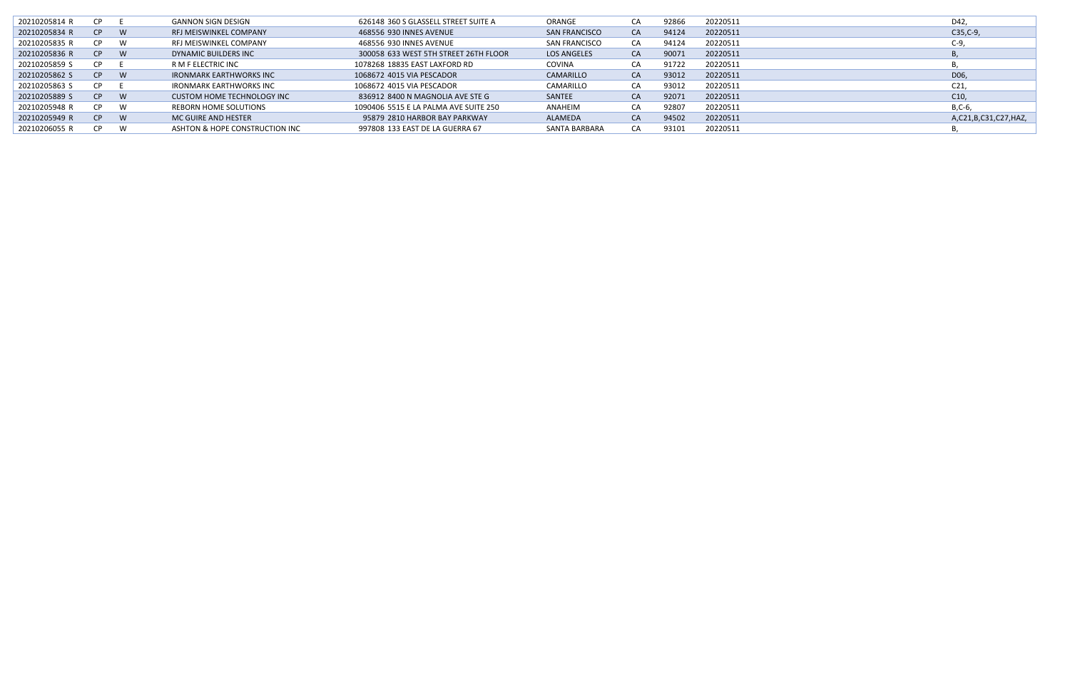| | | | | | | | | | |
|---|---|---|---|---|---|---|---|---|---|
| 20210205814 R | CP | E | GANNON SIGN DESIGN | 626148 360 S GLASSELL STREET SUITE A | ORANGE | CA | 92866 | 20220511 | D42, |
| 20210205834 R | CP | W | RFJ MEISWINKEL COMPANY | 468556 930 INNES AVENUE | SAN FRANCISCO | CA | 94124 | 20220511 | C35,C-9, |
| 20210205835 R | CP | W | RFJ MEISWINKEL COMPANY | 468556 930 INNES AVENUE | SAN FRANCISCO | CA | 94124 | 20220511 | C-9, |
| 20210205836 R | CP | W | DYNAMIC BUILDERS INC | 300058 633 WEST 5TH STREET 26TH FLOOR | LOS ANGELES | CA | 90071 | 20220511 | B, |
| 20210205859 S | CP | E | R M F ELECTRIC INC | 1078268 18835 EAST LAXFORD RD | COVINA | CA | 91722 | 20220511 | B, |
| 20210205862 S | CP | W | IRONMARK EARTHWORKS INC | 1068672 4015 VIA PESCADOR | CAMARILLO | CA | 93012 | 20220511 | D06, |
| 20210205863 S | CP | E | IRONMARK EARTHWORKS INC | 1068672 4015 VIA PESCADOR | CAMARILLO | CA | 93012 | 20220511 | C21, |
| 20210205889 S | CP | W | CUSTOM HOME TECHNOLOGY INC | 836912 8400 N MAGNOLIA AVE STE G | SANTEE | CA | 92071 | 20220511 | C10, |
| 20210205948 R | CP | W | REBORN HOME SOLUTIONS | 1090406 5515 E LA PALMA AVE SUITE 250 | ANAHEIM | CA | 92807 | 20220511 | B,C-6, |
| 20210205949 R | CP | W | MC GUIRE AND HESTER | 95879 2810 HARBOR BAY PARKWAY | ALAMEDA | CA | 94502 | 20220511 | A,C21,B,C31,C27,HAZ, |
| 20210206055 R | CP | W | ASHTON & HOPE CONSTRUCTION INC | 997808 133 EAST DE LA GUERRA 67 | SANTA BARBARA | CA | 93101 | 20220511 | B, |